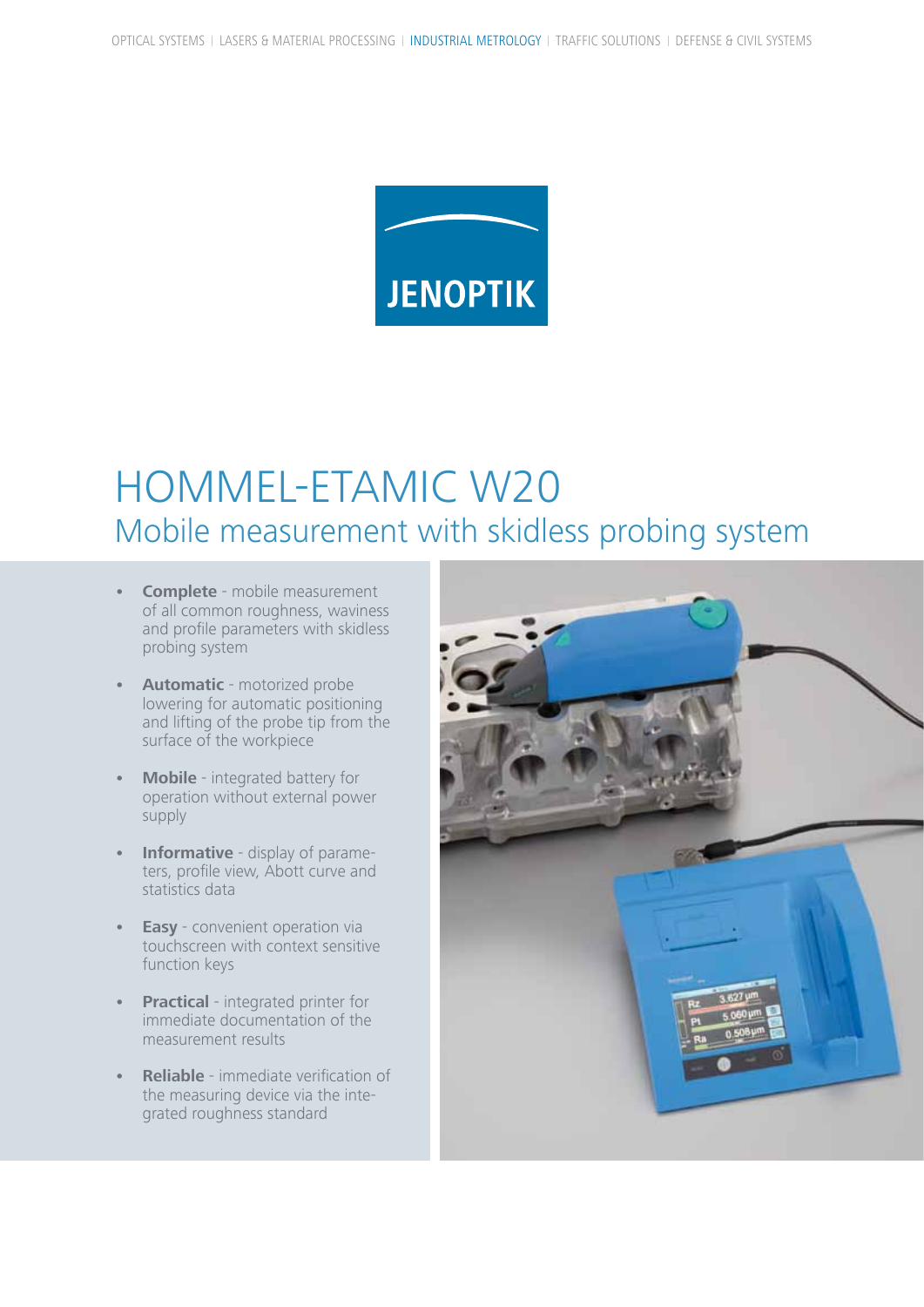JENOPTIK

# HOMMEL-ETAMIC W20

## Mobile measurement with skidless probing system

- **Complete** - mobile measurement of all common roughness, waviness and profile parameters with skidless probing system
- **Automatic** - motorized probe lowering for automatic positioning and lifting of the probe tip from the surface of the workpiece
- **Mobile** - integrated battery for operation without external power supply
- **Informative** - display of parameters, profile view, Abott curve and statistics data
- **Easy** - convenient operation via touchscreen with context sensitive function keys
- **Practical** - integrated printer for immediate documentation of the measurement results
- **Reliable** - immediate verification of the measuring device via the integrated roughness standard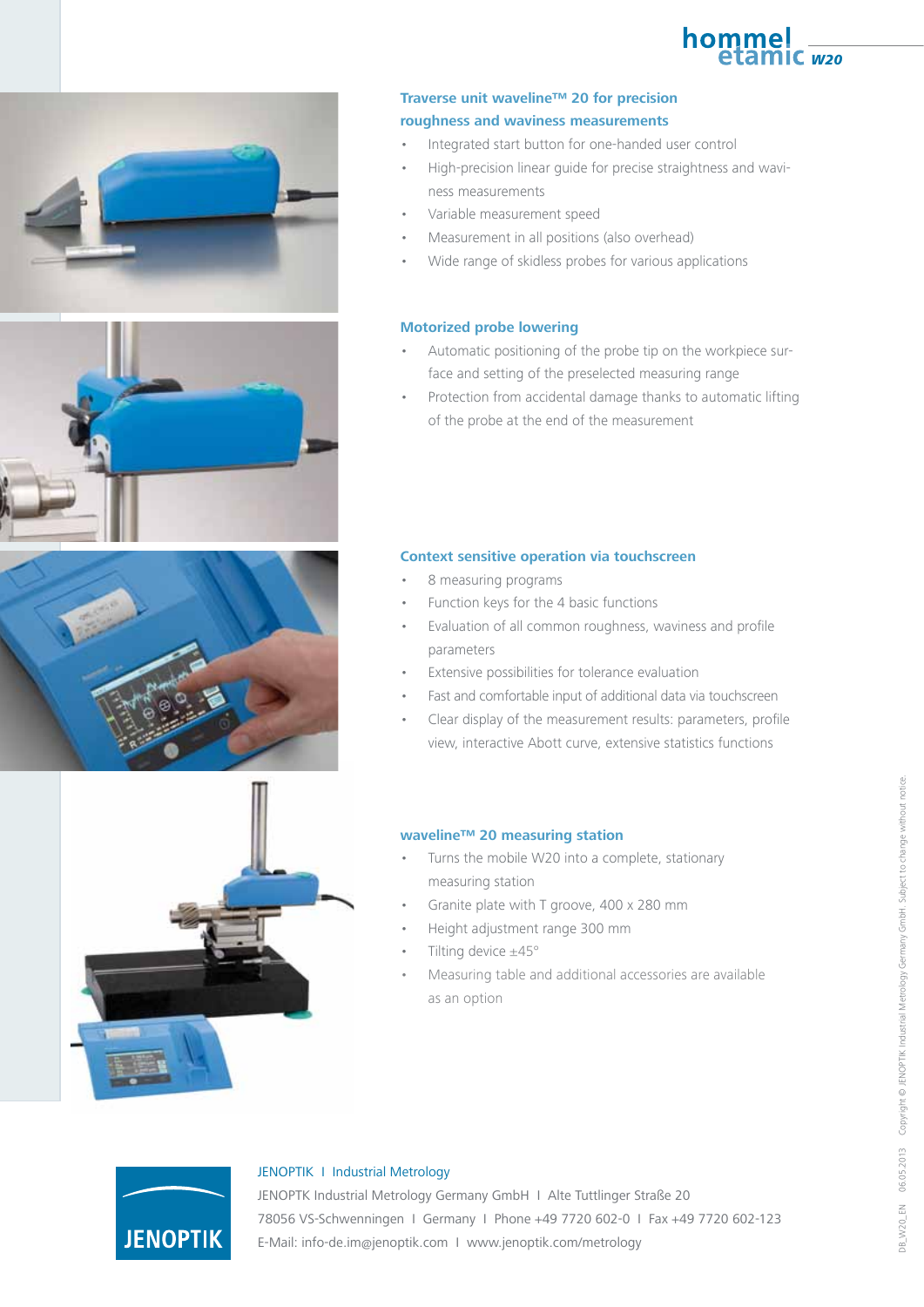hommel etamic W20

## Traverse unit waveline™ 20 for precision roughness and waviness measurements

- Integrated start button for one-handed user control
- High-precision linear guide for precise straightness and waviness measurements
- Variable measurement speed
- Measurement in all positions (also overhead)
- Wide range of skidless probes for various applications

## Motorized probe lowering

- Automatic positioning of the probe tip on the workpiece surface and setting of the preselected measuring range
- Protection from accidental damage thanks to automatic lifting of the probe at the end of the measurement

## Context sensitive operation via touchscreen

- 8 measuring programs
- Function keys for the 4 basic functions
- Evaluation of all common roughness, waviness and profile parameters
- Extensive possibilities for tolerance evaluation
- Fast and comfortable input of additional data via touchscreen
- Clear display of the measurement results: parameters, profile view, interactive Abott curve, extensive statistics functions

## waveline™ 20 measuring station

- Turns the mobile W20 into a complete, stationary measuring station
- Granite plate with T groove, 400 x 280 mm
- Height adjustment range 300 mm
- Tilting device ±45°
- Measuring table and additional accessories are available as an option

JENOPTIK

JENOPTIK I Industrial Metrology

JENOPTIK Industrial Metrology Germany GmbH I Alte Tuttlinger Straße 20
78056 VS-Schwenningen I Germany I Phone +49 7720 602-0 I Fax +49 7720 602-123
E-Mail: info-de.im@jenoptik.com I www.jenoptik.com/metrology

DB_W20_EN 06.05.2013 Copyright © JENOPTIK Industrial Metrology Germany GmbH. Subject to change without notice.